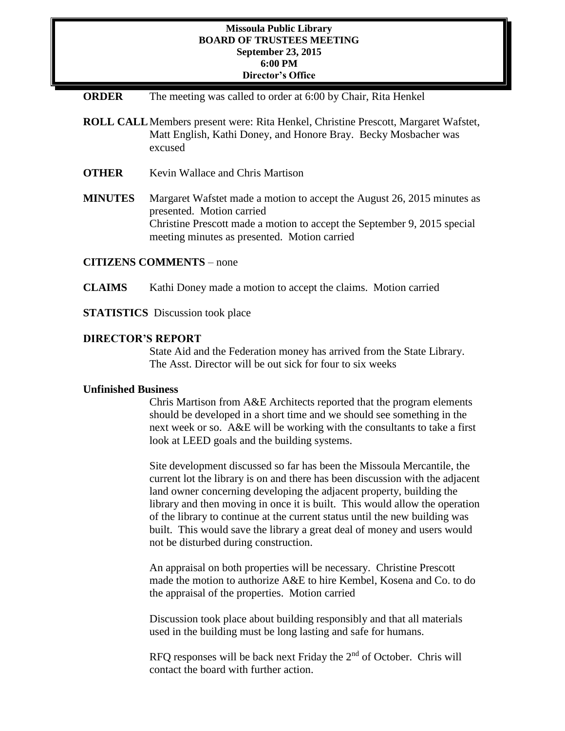**Missoula Public Library**
**BOARD OF TRUSTEES MEETING**
**September 23, 2015**
**6:00 PM**
**Director's Office**

**ORDER** The meeting was called to order at 6:00 by Chair, Rita Henkel

**ROLL CALL** Members present were: Rita Henkel, Christine Prescott, Margaret Wafstet, Matt English, Kathi Doney, and Honore Bray. Becky Mosbacher was excused

**OTHER** Kevin Wallace and Chris Martison

**MINUTES** Margaret Wafstet made a motion to accept the August 26, 2015 minutes as presented. Motion carried
Christine Prescott made a motion to accept the September 9, 2015 special meeting minutes as presented. Motion carried

**CITIZENS COMMENTS** – none

**CLAIMS** Kathi Doney made a motion to accept the claims. Motion carried

**STATISTICS** Discussion took place

**DIRECTOR'S REPORT**

State Aid and the Federation money has arrived from the State Library.
The Asst. Director will be out sick for four to six weeks

**Unfinished Business**

Chris Martison from A&E Architects reported that the program elements should be developed in a short time and we should see something in the next week or so. A&E will be working with the consultants to take a first look at LEED goals and the building systems.

Site development discussed so far has been the Missoula Mercantile, the current lot the library is on and there has been discussion with the adjacent land owner concerning developing the adjacent property, building the library and then moving in once it is built. This would allow the operation of the library to continue at the current status until the new building was built. This would save the library a great deal of money and users would not be disturbed during construction.

An appraisal on both properties will be necessary. Christine Prescott made the motion to authorize A&E to hire Kembel, Kosena and Co. to do the appraisal of the properties. Motion carried

Discussion took place about building responsibly and that all materials used in the building must be long lasting and safe for humans.

RFQ responses will be back next Friday the 2nd of October. Chris will contact the board with further action.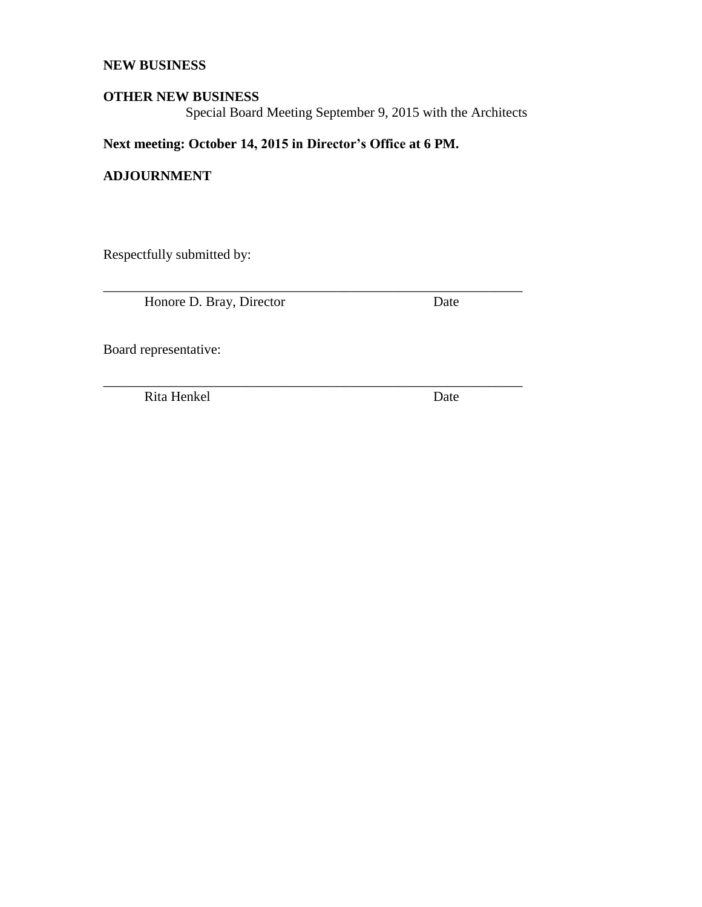**NEW BUSINESS**

**OTHER NEW BUSINESS**

Special Board Meeting September 9, 2015 with the Architects

**Next meeting: October 14, 2015 in Director's Office at 6 PM.**

**ADJOURNMENT**

Respectfully submitted by:

\_\_\_\_\_\_\_\_\_\_\_\_\_\_\_\_\_\_\_\_\_\_\_\_\_\_\_\_\_\_\_\_\_\_\_\_\_\_\_\_\_\_\_\_\_\_\_\_\_\_\_\_\_\_\_\_\_\_\_\_

Honore D. Bray, Director Date

Board representative:

\_\_\_\_\_\_\_\_\_\_\_\_\_\_\_\_\_\_\_\_\_\_\_\_\_\_\_\_\_\_\_\_\_\_\_\_\_\_\_\_\_\_\_\_\_\_\_\_\_\_\_\_\_\_\_\_\_\_\_\_

Rita Henkel Date